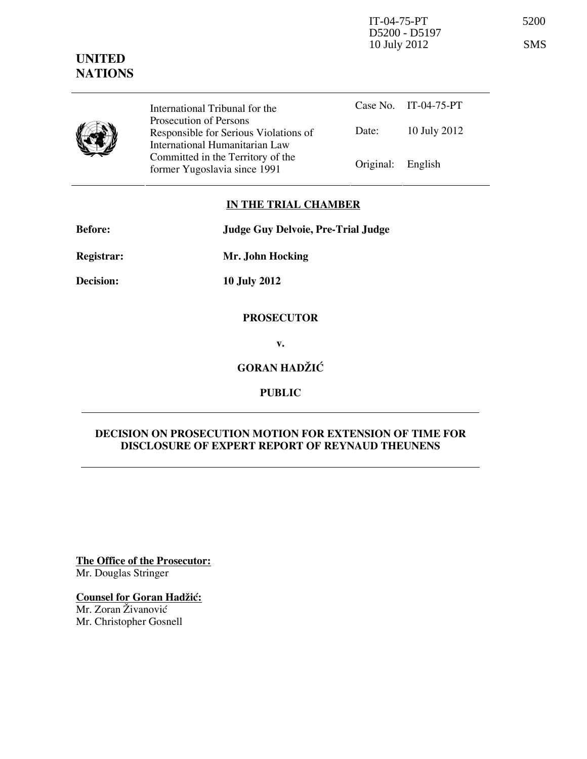IT-04-75-PT
D5200 - D5197
10 July 2012

5200

SMS

**UNITED NATIONS**

| International Tribunal for the Prosecution of Persons Responsible for Serious Violations of International Humanitarian Law Committed in the Territory of the former Yugoslavia since 1991 | | |
|---|---|---|
| | Case No. | IT-04-75-PT |
| | Date: | 10 July 2012 |
| | Original: | English |

**IN THE TRIAL CHAMBER**

**Before:** **Judge Guy Delvoie, Pre-Trial Judge**

**Registrar:** **Mr. John Hocking**

**Decision:** **10 July 2012**

**PROSECUTOR**

**v.**

**GORAN HADŽIĆ**

**PUBLIC**

**DECISION ON PROSECUTION MOTION FOR EXTENSION OF TIME FOR DISCLOSURE OF EXPERT REPORT OF REYNAUD THEUNENS**

**The Office of the Prosecutor:**
Mr. Douglas Stringer

**Counsel for Goran Hadžić:**
Mr. Zoran Živanović
Mr. Christopher Gosnell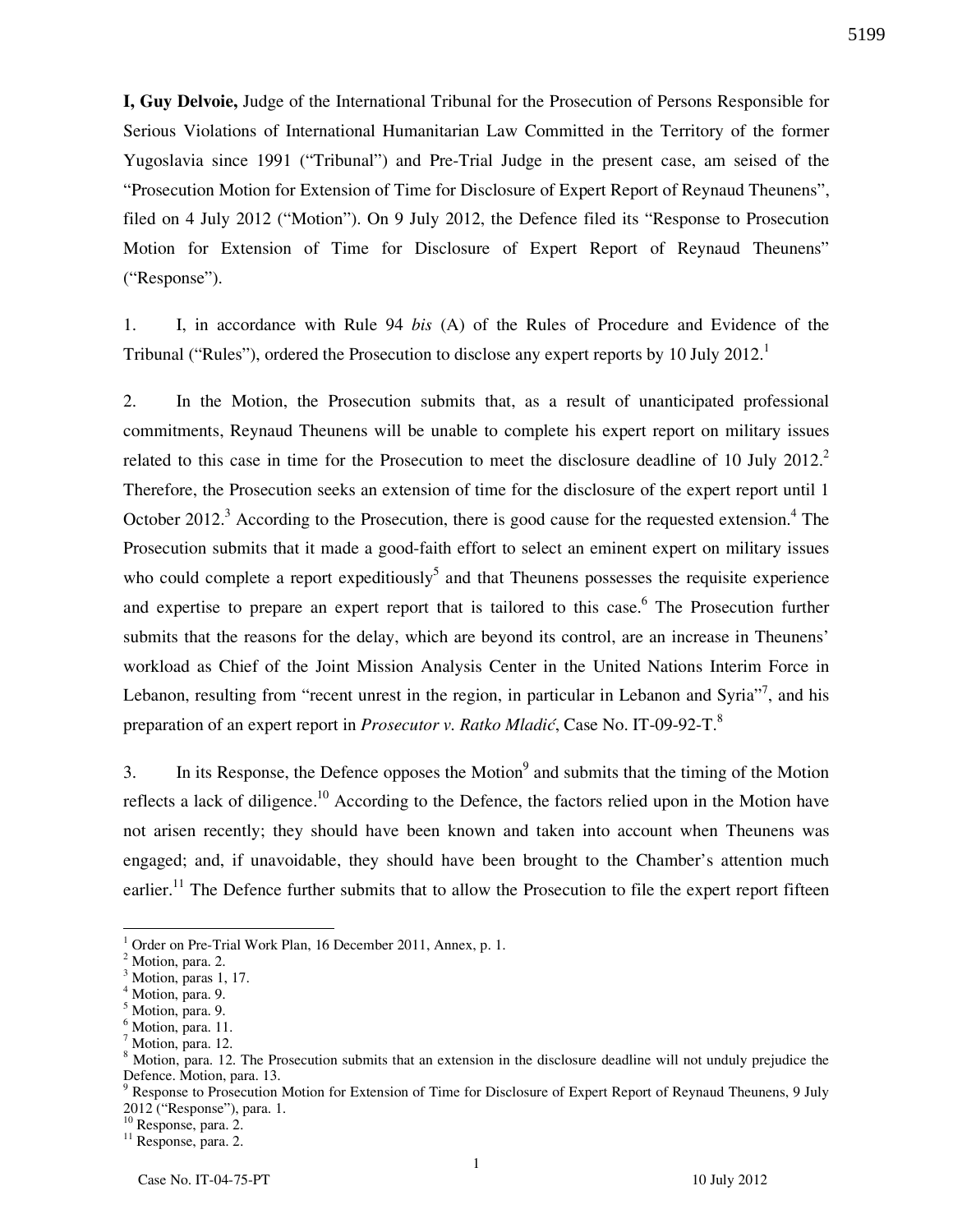**I, Guy Delvoie,** Judge of the International Tribunal for the Prosecution of Persons Responsible for Serious Violations of International Humanitarian Law Committed in the Territory of the former Yugoslavia since 1991 ("Tribunal") and Pre-Trial Judge in the present case, am seised of the "Prosecution Motion for Extension of Time for Disclosure of Expert Report of Reynaud Theunens", filed on 4 July 2012 ("Motion"). On 9 July 2012, the Defence filed its "Response to Prosecution Motion for Extension of Time for Disclosure of Expert Report of Reynaud Theunens" ("Response").

1. I, in accordance with Rule 94 *bis* (A) of the Rules of Procedure and Evidence of the Tribunal ("Rules"), ordered the Prosecution to disclose any expert reports by 10 July 2012.[1]

2. In the Motion, the Prosecution submits that, as a result of unanticipated professional commitments, Reynaud Theunens will be unable to complete his expert report on military issues related to this case in time for the Prosecution to meet the disclosure deadline of 10 July 2012.[2] Therefore, the Prosecution seeks an extension of time for the disclosure of the expert report until 1 October 2012.[3] According to the Prosecution, there is good cause for the requested extension.[4] The Prosecution submits that it made a good-faith effort to select an eminent expert on military issues who could complete a report expeditiously[5] and that Theunens possesses the requisite experience and expertise to prepare an expert report that is tailored to this case.[6] The Prosecution further submits that the reasons for the delay, which are beyond its control, are an increase in Theunens' workload as Chief of the Joint Mission Analysis Center in the United Nations Interim Force in Lebanon, resulting from "recent unrest in the region, in particular in Lebanon and Syria"[7], and his preparation of an expert report in *Prosecutor v. Ratko Mladić*, Case No. IT-09-92-T.[8]

3. In its Response, the Defence opposes the Motion[9] and submits that the timing of the Motion reflects a lack of diligence.[10] According to the Defence, the factors relied upon in the Motion have not arisen recently; they should have been known and taken into account when Theunens was engaged; and, if unavoidable, they should have been brought to the Chamber's attention much earlier.[11] The Defence further submits that to allow the Prosecution to file the expert report fifteen

---

[1] Order on Pre-Trial Work Plan, 16 December 2011, Annex, p. 1.
[2] Motion, para. 2.
[3] Motion, paras 1, 17.
[4] Motion, para. 9.
[5] Motion, para. 9.
[6] Motion, para. 11.
[7] Motion, para. 12.
[8] Motion, para. 12. The Prosecution submits that an extension in the disclosure deadline will not unduly prejudice the Defence. Motion, para. 13.
[9] Response to Prosecution Motion for Extension of Time for Disclosure of Expert Report of Reynaud Theunens, 9 July 2012 ("Response"), para. 1.
[10] Response, para. 2.
[11] Response, para. 2.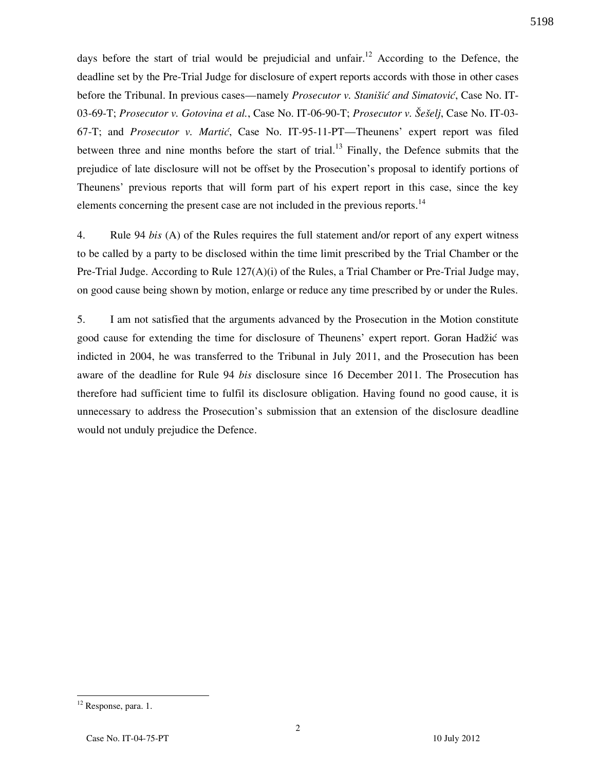days before the start of trial would be prejudicial and unfair.[12] According to the Defence, the deadline set by the Pre-Trial Judge for disclosure of expert reports accords with those in other cases before the Tribunal. In previous cases—namely *Prosecutor v. Stanišić and Simatović*, Case No. IT-03-69-T; *Prosecutor v. Gotovina et al.*, Case No. IT-06-90-T; *Prosecutor v. Šešelj*, Case No. IT-03-67-T; and *Prosecutor v. Martić*, Case No. IT-95-11-PT—Theunens' expert report was filed between three and nine months before the start of trial.[13] Finally, the Defence submits that the prejudice of late disclosure will not be offset by the Prosecution's proposal to identify portions of Theunens' previous reports that will form part of his expert report in this case, since the key elements concerning the present case are not included in the previous reports.[14]

4. Rule 94 *bis* (A) of the Rules requires the full statement and/or report of any expert witness to be called by a party to be disclosed within the time limit prescribed by the Trial Chamber or the Pre-Trial Judge. According to Rule 127(A)(i) of the Rules, a Trial Chamber or Pre-Trial Judge may, on good cause being shown by motion, enlarge or reduce any time prescribed by or under the Rules.

5. I am not satisfied that the arguments advanced by the Prosecution in the Motion constitute good cause for extending the time for disclosure of Theunens' expert report. Goran Hadžić was indicted in 2004, he was transferred to the Tribunal in July 2011, and the Prosecution has been aware of the deadline for Rule 94 *bis* disclosure since 16 December 2011. The Prosecution has therefore had sufficient time to fulfil its disclosure obligation. Having found no good cause, it is unnecessary to address the Prosecution's submission that an extension of the disclosure deadline would not unduly prejudice the Defence.

---

[12] Response, para. 1.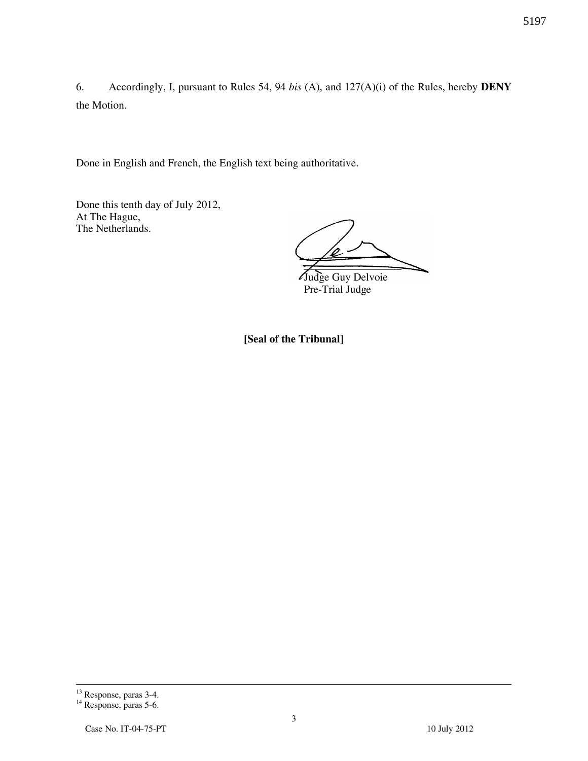6. Accordingly, I, pursuant to Rules 54, 94 *bis* (A), and 127(A)(i) of the Rules, hereby **DENY** the Motion.

Done in English and French, the English text being authoritative.

Done this tenth day of July 2012,
At The Hague,
The Netherlands.

Judge Guy Delvoie
Pre-Trial Judge

**[Seal of the Tribunal]**

---

[13] Response, paras 3-4.

[14] Response, paras 5-6.